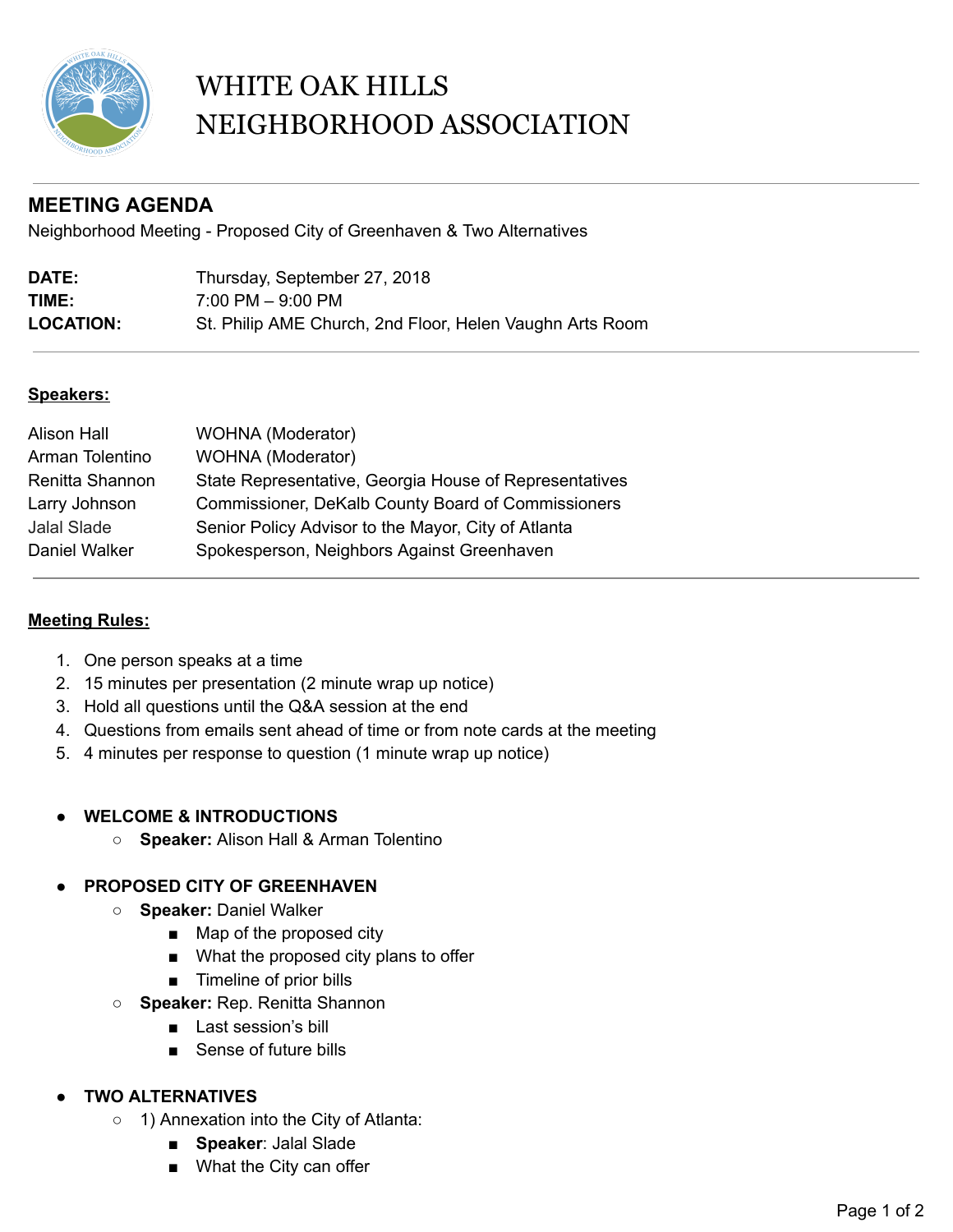# WHITE OAK HILLS NEIGHBORHOOD ASSOCIATION

## MEETING AGENDA

Neighborhood Meeting - Proposed City of Greenhaven & Two Alternatives

| | |
|---|---|
| **DATE:** | Thursday, September 27, 2018 |
| **TIME:** | 7:00 PM – 9:00 PM |
| **LOCATION:** | St. Philip AME Church, 2nd Floor, Helen Vaughn Arts Room |

---

**Speakers:**

| | |
|---|---|
| Alison Hall | WOHNA (Moderator) |
| Arman Tolentino | WOHNA (Moderator) |
| Renitta Shannon | State Representative, Georgia House of Representatives |
| Larry Johnson | Commissioner, DeKalb County Board of Commissioners |
| Jalal Slade | Senior Policy Advisor to the Mayor, City of Atlanta |
| Daniel Walker | Spokesperson, Neighbors Against Greenhaven |

---

**Meeting Rules:**

1. One person speaks at a time
2. 15 minutes per presentation (2 minute wrap up notice)
3. Hold all questions until the Q&A session at the end
4. Questions from emails sent ahead of time or from note cards at the meeting
5. 4 minutes per response to question (1 minute wrap up notice)

- **WELCOME & INTRODUCTIONS**
  - **Speaker:** Alison Hall & Arman Tolentino
- **PROPOSED CITY OF GREENHAVEN**
  - **Speaker:** Daniel Walker
    - Map of the proposed city
    - What the proposed city plans to offer
    - Timeline of prior bills
  - **Speaker:** Rep. Renitta Shannon
    - Last session's bill
    - Sense of future bills
- **TWO ALTERNATIVES**
  - 1) Annexation into the City of Atlanta:
    - **Speaker**: Jalal Slade
    - What the City can offer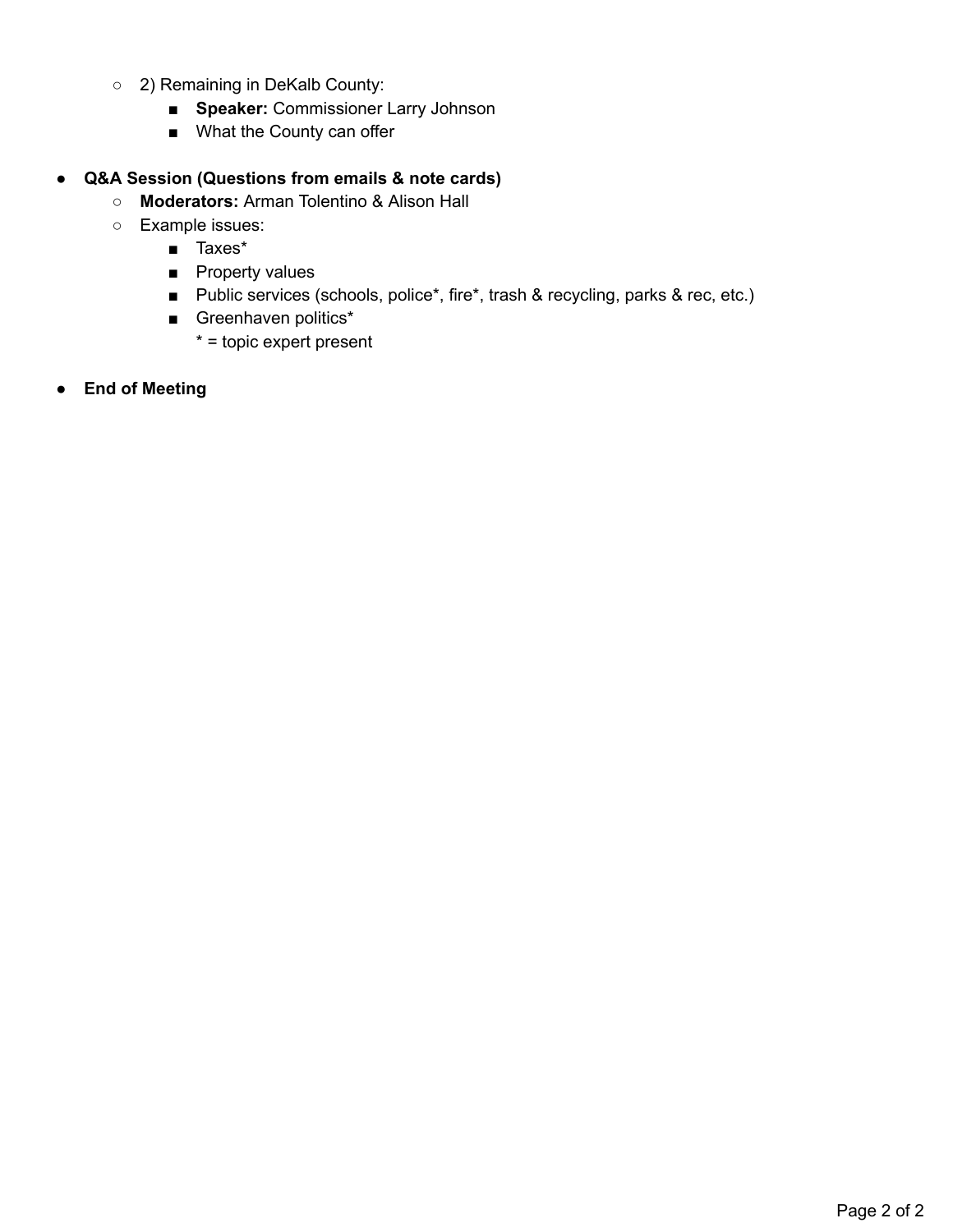- 2) Remaining in DeKalb County:
    - **Speaker:** Commissioner Larry Johnson
    - What the County can offer

- **Q&A Session (Questions from emails & note cards)**
  - **Moderators:** Arman Tolentino & Alison Hall
  - Example issues:
    - Taxes*
    - Property values
    - Public services (schools, police*, fire*, trash & recycling, parks & rec, etc.)
    - Greenhaven politics*

      * = topic expert present

- **End of Meeting**